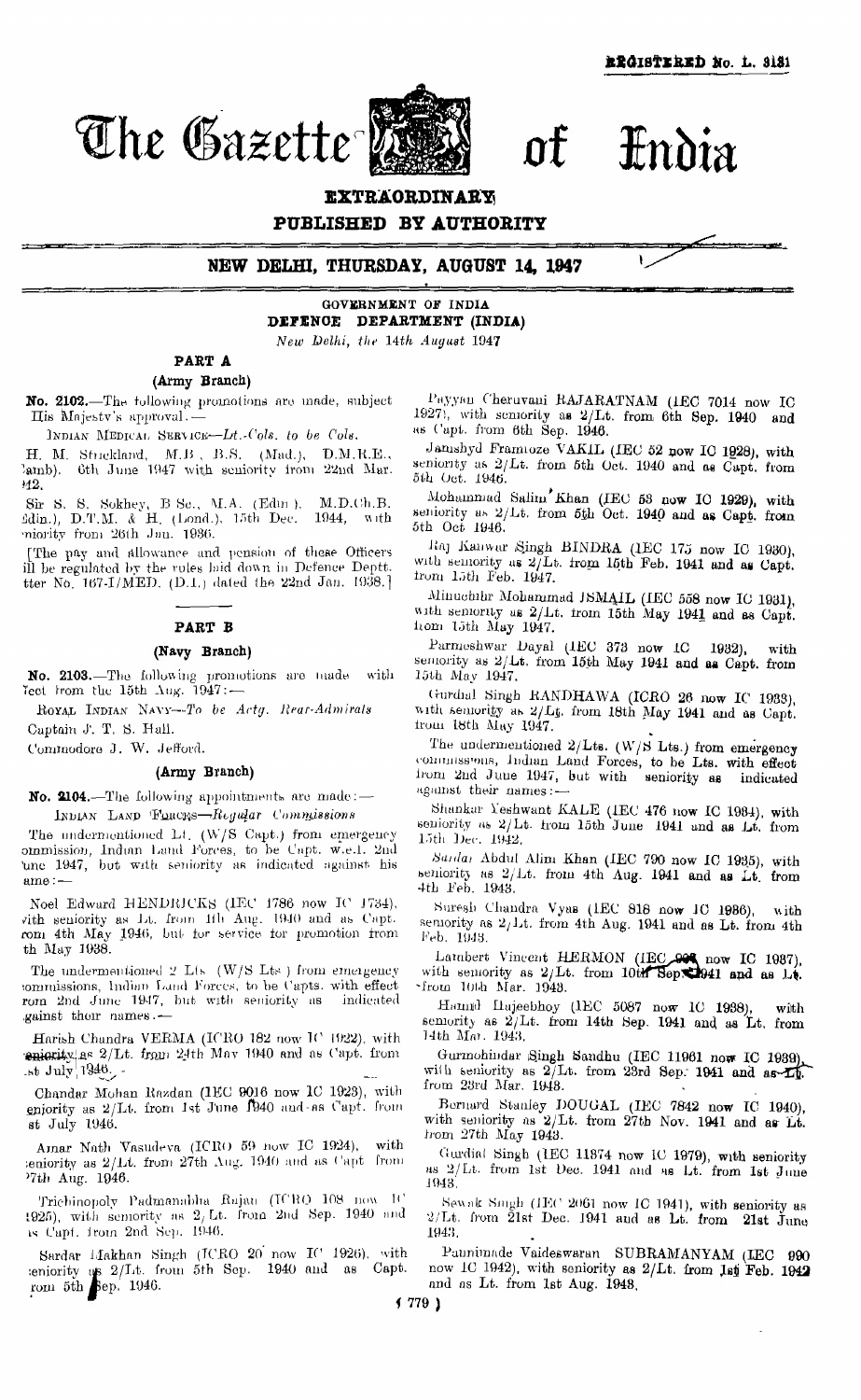REGISTERED No. L. 3131

# The Gazette of India

**EXTRAORDINARY**

**PUBLISHED BY AUTHORITY**

## NEW DELHI, THURSDAY, AUGUST 14, 1947

**GOVERNMENT OF INDIA**
**DEFENCE DEPARTMENT (INDIA)**

*New Delhi, the 14th August 1947*

### PART A

#### (Army Branch)

**No. 2102.**—The following promotions are made, subject His Majesty's approval.—

INDIAN MEDICAL SERVICE—*Lt.-Cols. to be Cols.*

H. M. Strickland, M.B., B.S. (Mad.), D.M.R.E., (Camb). 6th June 1947 with seniority from 22nd Mar. 1942.

Sir S. S. Sokhey, B Sc., M.A. (Edin.), M.D.(Ch.B. Edin.), D.T.M. & H. (Lond.), 15th Dec. 1944, with seniority from 26th Jan. 1936.

[The pay and allowance and pension of these Officers will be regulated by the rules laid down in Defence Deptt. letter No. 167-I/MED. (D.1.) dated the 22nd Jan. 1938.]

### PART B

#### (Navy Branch)

**No. 2103.**—The following promotions are made with effect from the 15th Aug. 1947:—

ROYAL INDIAN NAVY—*To be Actg. Rear-Admirals*

Captain J. T. S. Hall.

Commodore J. W. Jefford.

#### (Army Branch)

**No. 2104.**—The following appointments are made:—

INDIAN LAND FORCES—*Regular Commissions*

The undermentioned Lt. (W/S Capt.) from emergency commission, Indian Land Forces, to be Capt. w.e.f. 2nd June 1947, but with seniority as indicated against his name:—

Noel Edward HENDRICKS (IEC 1786 now IC 1734), with seniority as Lt. from 4th Aug. 1940 and as Capt. from 4th May 1946, but for service for promotion from 4th May 1938.

The undermentioned 2 Lts. (W/S Lts.) from emergency commissions, Indian Land Forces, to be Capts. with effect from 2nd June 1947, but with seniority as indicated against their names.—

Harish Chandra VERMA (ICRO 182 now IC 1922), with seniority as 2/Lt. from 24th May 1940 and as Capt. from 1st July 1946.

Chandar Mohan Razdan (IEC 9016 now IC 1923), with seniority as 2/Lt. from 1st June 1940 and as Capt. from 1st July 1946.

Amar Nath Vasudeva (ICRO 59 now IC 1924), with seniority as 2/Lt. from 27th Aug. 1940 and as Capt from 27th Aug. 1946.

Trichinopoly Padmanabha Rajan (ICRO 108 now IC 1925), with seniority as 2/Lt. from 2nd Sep. 1940 and as Capt. from 2nd Sep. 1946.

Sardar Makhan Singh (ICRO 20 now IC 1926), with seniority as 2/Lt. from 5th Sep. 1940 and as Capt. from 5th Sep. 1946.

Payyan Cheruvani RAJARATNAM (IEC 7014 now IC 1927), with seniority as 2/Lt. from 6th Sep. 1940 and as Capt. from 6th Sep. 1946.

Jamshyd Framroze VAKIL (IEC 52 now IC 1928), with seniority as 2/Lt. from 5th Oct. 1940 and as Capt. from 5th Oct. 1946.

Mohammad Salim Khan (IEC 53 now IC 1929), with seniority as 2/Lt. from 5th Oct. 1940 and as Capt. from 5th Oct 1946.

Raj Kanwar Singh BINDRA (IEC 175 now IC 1930), with seniority as 2/Lt. from 15th Feb. 1941 and as Capt. from 15th Feb. 1947.

Minuchihr Mohammad ISMAIL (IEC 558 now IC 1931), with seniority as 2/Lt. from 15th May 1941 and as Capt. from 15th May 1947.

Parmeshwar Dayal (IEC 373 now IC 1932), with seniority as 2/Lt. from 15th May 1941 and as Capt. from 15th May 1947.

Gurdial Singh RANDHAWA (ICRO 26 now IC 1933), with seniority as 2/Lt. from 18th May 1941 and as Capt. from 18th May 1947.

The undermentioned 2/Lts. (W/S Lts.) from emergency commissions, Indian Land Forces, to be Lts. with effect from 2nd June 1947, but with seniority as indicated against their names:—

Shankar Yeshwant KALE (IEC 476 now IC 1934), with seniority as 2/Lt. from 15th June 1941 and as Lt. from 15th Dec. 1942.

*Sardar* Abdul Alim Khan (IEC 790 now IC 1935), with seniority as 2/Lt. from 4th Aug. 1941 and as Lt. from 4th Feb. 1943.

Suresh Chandra Vyas (IEC 816 now IC 1936), with seniority as 2/Lt. from 4th Aug. 1941 and as Lt. from 4th Feb. 1943.

Lambert Vincent HERMON (IEC 998 now IC 1937), with seniority as 2/Lt. from 10th Sep. 1941 and as Lt. from 10th Mar. 1943.

Hamid Hajeebhoy (IEC 5087 now IC 1938), with seniority as 2/Lt. from 14th Sep. 1941 and as Lt. from 14th Mar. 1943.

Gurmohindar Singh Sandhu (IEC 11961 now IC 1939), with seniority as 2/Lt. from 23rd Sep. 1941 and as Lt. from 23rd Mar. 1943.

Bernard Stanley DOUGAL (IEC 7842 now IC 1940), with seniority as 2/Lt. from 27th Nov. 1941 and as Lt. from 27th May 1943.

Gurdial Singh (IEC 11874 now IC 1979), with seniority as 2/Lt. from 1st Dec. 1941 and as Lt. from 1st June 1943.

Sewak Singh (IEC 2061 now IC 1941), with seniority as 2/Lt. from 21st Dec. 1941 and as Lt. from 21st June 1943.

Pannimade Vaideswaran SUBRAMANYAM (IEC 990 now IC 1942), with seniority as 2/Lt. from 1st Feb. 1942 and as Lt. from 1st Aug. 1943.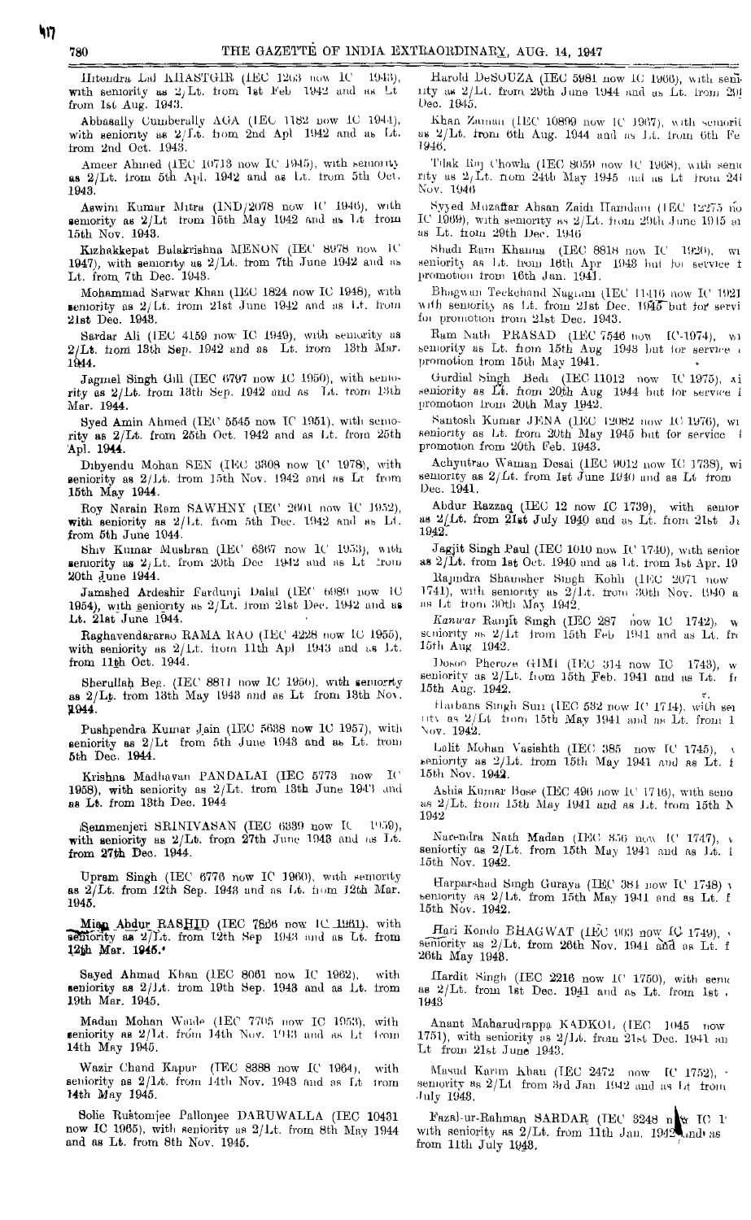Hitendra Lal KHASTGIR (IEC 1203 now IC 1943), with seniority as 2/Lt. from 1st Feb 1942 and as Lt from 1st Aug. 1943.

Abbasally Cumberally AGA (IEC 1182 now IC 1944), with seniority as 2/Lt. from 2nd Apl 1942 and as Lt. from 2nd Oct. 1943.

Ameer Ahmed (IEC 10713 now IC 1945), with seniority as 2/Lt. from 5th Apl. 1942 and as Lt. from 5th Oct. 1943.

Aswini Kumar Mitra (IND/2078 now IC 1946), with seniority as 2/Lt from 15th May 1942 and as Lt from 15th Nov. 1943.

Kizhakkepat Bulakrishna MENON (IEC 8978 now IC 1947), with seniority as 2/Lt. from 7th June 1942 and as Lt. from 7th Dec. 1943.

Mohammad Sarwar Khan (IEC 1824 now IC 1948), with seniority as 2/Lt. from 21st June 1942 and as Lt. from 21st Dec. 1943.

Sardar Ali (IEC 4159 now IC 1949), with seniority as 2/Lt. from 13th Sep. 1942 and as Lt. from 13th Mar. 1944.

Jagmel Singh Gill (IEC 6797 now IC 1950), with seniority as 2/Lt. from 13th Sep. 1942 and as Lt. from 13th Mar. 1944.

Syed Amin Ahmed (IEC 5545 now IC 1951), with seniority as 2/Lt. from 25th Oct. 1942 and as Lt. from 25th Apl. 1944.

Dibyendu Mohan SEN (IEC 3308 now IC 1978), with seniority as 2/Lt. from 15th Nov. 1942 and as Lt from 15th May 1944.

Roy Narain Ram SAWHNY (IEC 2601 now IC 1952), with seniority as 2/Lt. from 5th Dec. 1942 and as Lt. from 5th June 1944.

Shiv Kumar Mushran (IEC 6367 now IC 1953), with seniority as 2/Lt. from 20th Dec 1942 and as Lt from 20th June 1944.

Jamshed Ardeshir Fardunji Dalal (IEC 6089 now IC 1954), with seniority as 2/Lt. from 21st Dec. 1942 and as Lt. 21st June 1944.

Raghavendrarao RAMA RAO (IEC 4228 now IC 1955), with seniority as 2/Lt. from 11th Apl 1943 and as Lt. from 11th Oct. 1944.

Sherullah Beg. (IEC 8811 now IC 1956), with seniority as 2/Lt. from 13th May 1943 and as Lt. from 13th Nov. 1944.

Pushpendra Kumar Jain (IEC 5638 now IC 1957), with seniority as 2/Lt from 5th June 1943 and as Lt. from 5th Dec. 1944.

Krishna Madhavan PANDALAI (IEC 5773 now IC 1958), with seniority as 2/Lt. from 13th June 1943 and as Lt. from 13th Dec. 1944

Semmenjeri SRINIVASAN (IEC 6339 now IC 1959), with seniority as 2/Lt. from 27th June 1943 and as Lt. from 27th Dec. 1944.

Upram Singh (IEC 6776 now IC 1960), with seniority as 2/Lt. from 12th Sep. 1943 and as Lt. from 12th Mar. 1945.

Mian Abdur RASHID (IEC 7836 now IC 1961), with seniority as 2/Lt. from 12th Sep 1943 and as Lt. from 12th Mar. 1945.

Sayed Ahmad Khan (IEC 8061 now IC 1962), with seniority as 2/Lt. from 19th Sep. 1943 and as Lt. from 19th Mar. 1945.

Madan Mohan Wade (IEC 7705 now IC 1963), with seniority as 2/Lt. from 14th Nov. 1943 and as Lt from 14th May 1945.

Wazir Chand Kapur (IEC 8388 now IC 1964), with seniority as 2/Lt. from 14th Nov. 1943 and as Lt from 14th May 1945.

Solie Rustomjee Pallonjee DARUWALLA (IEC 10431 now IC 1965), with seniority as 2/Lt. from 8th May 1944 and as Lt. from 8th Nov. 1945.

Harold DeSOUZA (IEC 5981 now IC 1966), with seniority as 2/Lt. from 29th June 1944 and as Lt. from 29th Dec. 1945.

Khan Zaman (IEC 10899 now IC 1967), with seniority as 2/Lt. from 6th Aug. 1944 and as Lt. from 6th Feb. 1946.

Tilak Raj Chowla (IEC 8059 now IC 1968), with seniority as 2/Lt. from 24th May 1945 and as Lt from 24th Nov. 1946

Syyed Muzaffar Ahsan Zaidi Hamdani (IEC 12275 now IC 1969), with seniority as 2/Lt. from 29th June 1945 and as Lt. from 29th Dec. 1946

Shadi Ram Khanna (IEC 8818 now IC 1920), with seniority as Lt. from 16th Apr 1943 but for service for promotion from 16th Jan. 1941.

Bhagwan Teckchand Nagrani (IEC 11416 now IC 1921) with seniority as Lt. from 21st Dec. 1945 but for service for promotion from 21st Dec. 1943.

Ram Nath PRASAD (IEC 7546 now IC 1974), with seniority as Lt. from 15th Aug 1943 but for service for promotion from 15th May 1941.

Gurdial Singh Bedi (IEC 11012 now IC 1975), with seniority as Lt. from 20th Aug 1944 but for service for promotion from 20th May 1942.

Santosh Kumar JENA (IEC 12082 now IC 1976), with seniority as Lt. from 20th May 1945 but for service for promotion from 20th Feb. 1943.

Achyutrao Waman Desai (IEC 9012 now IC 1738), with seniority as 2/Lt. from 1st June 1940 and as Lt from Dec. 1941.

Abdur Razzaq (IEC 12 now IC 1739), with seniority as 2/Lt. from 21st July 1940 and as Lt. from 21st Jan. 1942.

Jagjit Singh Paul (IEC 1010 now IC 1740), with seniority as 2/Lt. from 1st Oct. 1940 and as Lt. from 1st Apr. 19

Rajindra Shamsher Singh Kohli (IEC 2071 now IC 1741), with seniority as 2/Lt. from 30th Nov. 1940 and as Lt from 30th May 1942.

Kanwar Ranjit Singh (IEC 287 now IC 1742), with seniority as 2/Lt from 15th Feb 1941 and as Lt. from 15th Aug 1942.

Dosoo Pheroze GIMI (IEC 314 now IC 1743), with seniority as 2/Lt. from 15th Feb. 1941 and as Lt. from 15th Aug. 1942.

Harbans Singh Suri (IEC 532 now IC 1744), with seniority as 2/Lt from 15th May 1941 and as Lt. from 15th Nov. 1942.

Lalit Mohan Vasishth (IEC 385 now IC 1745), with seniority as 2/Lt. from 15th May 1941 and as Lt. from 15th Nov. 1942.

Ashis Kumar Bose (IEC 496 now IC 1746), with seniority as 2/Lt. from 15th May 1941 and as Lt. from 15th Nov. 1942

Narendra Nath Madan (IEC 856 now IC 1747), with seniority as 2/Lt. from 15th May 1941 and as Lt. from 15th Nov. 1942.

Harparshad Singh Guraya (IEC 384 now IC 1748) with seniority as 2/Lt. from 15th May 1941 and as Lt. from 15th Nov. 1942.

Hari Kondo BHAGWAT (IEC 903 now IC 1749), with seniority as 2/Lt. from 26th Nov. 1941 and as Lt. from 26th May 1943.

Hardit Singh (IEC 2216 now IC 1750), with seniority as 2/Lt. from 1st Dec. 1941 and as Lt. from 1st 1943

Anant Maharudrappa KADKOL (IEC 1045 now 1751), with seniority as 2/Lt. from 21st Dec. 1941 and as Lt from 21st June 1943.

Masud Karim Khan (IEC 2472 now IC 1752), with seniority as 2/Lt from 3rd Jan 1942 and as Lt from July 1943.

Fazal-ur-Rahman SARDAR (IEC 3248 now IC 1 with seniority as 2/Lt. from 11th Jan. 1942 and as from 11th July 1943.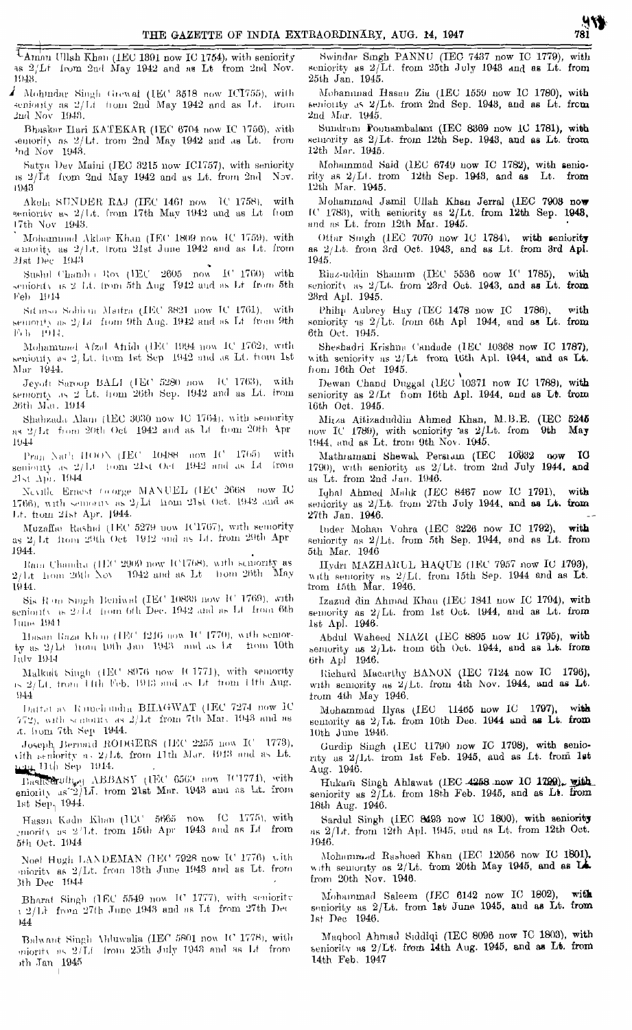Aman Ullah Khan (IEC 1391 now IC 1754), with seniority as 2/Lt from 2nd May 1942 and as Lt from 2nd Nov. 1943.

Mohindar Singh Grewal (IEC 3518 now IC1755), with seniority as 2/Lt from 2nd May 1942 and as Lt. from 2nd Nov 1943.

Bhaskar Hari KATEKAR (IEC 6704 now IC 1756), with seniority as 2/Lt. from 2nd May 1942 and as Lt. from 2nd Nov 1943.

Satya Dev Maini (IEC 3215 now IC1757), with seniority as 2/Lt from 2nd May 1942 and as Lt. from 2nd Nov. 1943

Akula SUNDER RAJ (IEC 1461 now IC 1758), with seniority as 2/Lt. from 17th May 1942 and as Lt from 17th Nov 1943.

Mohammad Akbar Khan (IEC 1809 now IC 1759), with seniority as 2/Lt. from 21st June 1942 and as Lt. from 21st Dec 1943

Sushil Chandra Roy (IEC 2605 now IC 1760) with seniority as 2/Lt. from 5th Aug 1942 and as Lt from 5th Feb 1944

Sitanso Sobhon Maitra (IEC 3821 now IC 1761), with seniority as 2/Lt from 9th Aug. 1942 and as Lt from 9th Feb 1944.

Mohammad Afzal Abidi (IEC 1994 now IC 1762), with seniority as 2/Lt. from 1st Sep 1942 and as Lt. from 1st Mar 1944.

Jeyoti Saroop BALI (IEC 5280 now IC 1763), with seniority as 2/Lt. from 26th Sep. 1942 and as Lt. from 26th Mar. 1944

Shahzada Alam (IEC 3030 now IC 1764), with seniority as 2/Lt from 20th Oct 1942 and as Lt from 20th Apr 1944

Pran Nath HOON (IEC 10488 now IC 1765) with seniority as 2/Lt from 21st Oct 1942 and as Lt from 21st Apr. 1944

Neville Ernest George MANUEL (IEC 2668 now IC 1766), with seniority as 2/Lt from 21st Oct. 1942 and as Lt. from 21st Apr. 1944.

Muzaffar Rashid (IEC 5279 now IC1767), with seniority as 2/Lt from 29th Oct 1942 and as Lt. from 29th Apr 1944.

Ram Chandra (IEC 2900 now IC1768), with seniority as 2/Lt from 26th Nov 1942 and as Lt from 26th May 1944.

Sis Ram Singh Beniwal (IEC 10833 now IC 1769), with seniority as 2/Lt from 6th Dec. 1942 and as Lt from 6th June 1944

Hasan Raza Khan (IEC 1246 now IC 1770), with seniority as 2/Lt from 10th Jan 1943 and as Lt from 10th July 1944

Malkait Singh (IEC 8076 now IC 1771), with seniority as 2/Lt. from 11th Feb. 1943 and as Lt from 11th Aug. 1944

Dattatray Ramchandra BHAGWAT (IEC 7274 now IC 1772), with seniority as 2/Lt from 7th Mar. 1943 and as Lt. from 7th Sep 1944.

Joseph Bernard RODGERS (IEC 2255 now IC 1773), with seniority as 2/Lt. from 11th Mar. 1943 and as Lt. from 11th Sep 1944.

Bashiruddin ABBASY (IEC 6569 now IC1774), with seniority as 2/Lt. from 21st Mar. 1943 and as Lt. from 1st Sep. 1944.

Hasan Kadir Khan (IEC 5665 now IC 1775), with seniority as 2/Lt. from 15th Apr 1943 and as Lt from 5th Oct. 1944

Noel Hugh LANDEMAN (IEC 7928 now IC 1776) with seniority as 2/Lt. from 13th June 1943 and as Lt. from 13th Dec 1944

Bharat Singh (IEC 5549 now IC 1777), with seniority as 2/Lt from 27th June 1943 and as Lt from 27th Dec 1944

Balwant Singh Ahluwalia (IEC 5801 now IC 1778), with seniority as 2/Lt from 25th July 1943 and as Lt from 25th Jan 1945

Swindar Singh PANNU (IEC 7437 now IC 1779), with seniority as 2/Lt. from 25th July 1943 and as Lt. from 25th Jan. 1945.

Mohammad Hasan Zia (IEC 1559 now IC 1780), with seniority as 2/Lt. from 2nd Sep. 1943, and as Lt. from 2nd Mar. 1945.

Sundram Ponnambalam (IEC 8369 now IC 1781), with seniority as 2/Lt. from 12th Sep. 1943, and as Lt. from 12th Mar. 1945.

Mohammad Said (IEC 6749 now IC 1782), with seniority as 2/Lt. from 12th Sep. 1943, and as Lt. from 12th Mar. 1945.

Mohammad Jamil Ullah Khan Jerral (IEC 7908 now IC 1783), with seniority as 2/Lt. from 12th Sep. 1943, and as Lt. from 12th Mar. 1945.

Ottar Singh (IEC 7070 now IC 1784), with seniority as 2/Lt. from 3rd Oct. 1943, and as Lt. from 3rd Apl. 1945.

Riaz-uddin Shamim (IEC 5536 now IC 1785), with seniority as 2/Lt. from 23rd Oct. 1943, and as Lt. from 23rd Apl. 1945.

Philip Aubrey Hay (IEC 1478 now IC 1786), with seniority as 2/Lt. from 6th Apl 1944, and as Lt. from 6th Oct. 1945.

Sheshadri Krishna Candade (IEC 10368 now IC 1787), with seniority as 2/Lt from 16th Apl. 1944, and as Lt. from 16th Oct 1945.

Dewan Chand Duggal (IEC 10371 now IC 1788), with seniority as 2/Lt from 16th Apl. 1944, and as Lt. from 16th Oct. 1945.

Mirza Aitizaduddin Ahmed Khan, M.B.E. (IEC 5245 now IC 1789), with seniority as 2/Lt. from 9th May 1944, and as Lt. from 9th Nov. 1945.

Mathramani Shewak Persram (IEC 10632 now IC 1790), with seniority as 2/Lt. from 2nd July 1944, and as Lt. from 2nd Jan. 1946.

Iqbal Ahmed Malik (IEC 8467 now IC 1791), with seniority as 2/Lt. from 27th July 1944, and as Lt. from 27th Jan. 1946.

Inder Mohan Vohra (IEC 3226 now IC 1792), with seniority as 2/Lt. from 5th Sep. 1944, and as Lt. from 5th Mar. 1946

Hydri MAZHARUL HAQUE (IEC 7957 now IC 1793), with seniority as 2/Lt. from 15th Sep. 1944 and as Lt. from 15th Mar. 1946.

Izazud din Ahmad Khan (IEC 1841 now IC 1794), with seniority as 2/Lt. from 1st Oct. 1944, and as Lt. from 1st Apl. 1946.

Abdul Waheed NIAZI (IEC 8895 now IC 1795), with seniority as 2/Lt. from 6th Oct. 1944, and as Lt. from 6th Apl 1946.

Richard Macarthy BANON (IEC 7124 now IC 1796), with seniority as 2/Lt. from 4th Nov. 1944, and as Lt. from 4th May 1946.

Mohammad Ilyas (IEC 11465 now IC 1797), with seniority as 2/Lt. from 10th Dec. 1944 and as Lt. from 10th June 1946.

Gurdip Singh (IEC 11790 now IC 1798), with seniority as 2/Lt. from 1st Feb. 1945, and as Lt. from 1st Aug. 1946.

Hukam Singh Ahlawat (IEC 4258 now IC 1799), with seniority as 2/Lt. from 18th Feb. 1945, and as Lt. from 18th Aug. 1946.

Sardul Singh (IEC 8493 now IC 1800), with seniority as 2/Lt. from 12th Apl. 1945, and as Lt. from 12th Oct. 1946.

Mohammad Rasheed Khan (IEC 12056 now IC 1801), with seniority as 2/Lt. from 20th May 1945, and as Lt. from 20th Nov. 1946.

Mohammad Saleem (IEC 6142 now IC 1802), with seniority as 2/Lt. from 1st June 1945, and as Lt. from 1st Dec 1946.

Maqbool Ahmad Siddiqi (IEC 8096 now IC 1803), with seniority as 2/Lt. from 14th Aug. 1945, and as Lt. from 14th Feb. 1947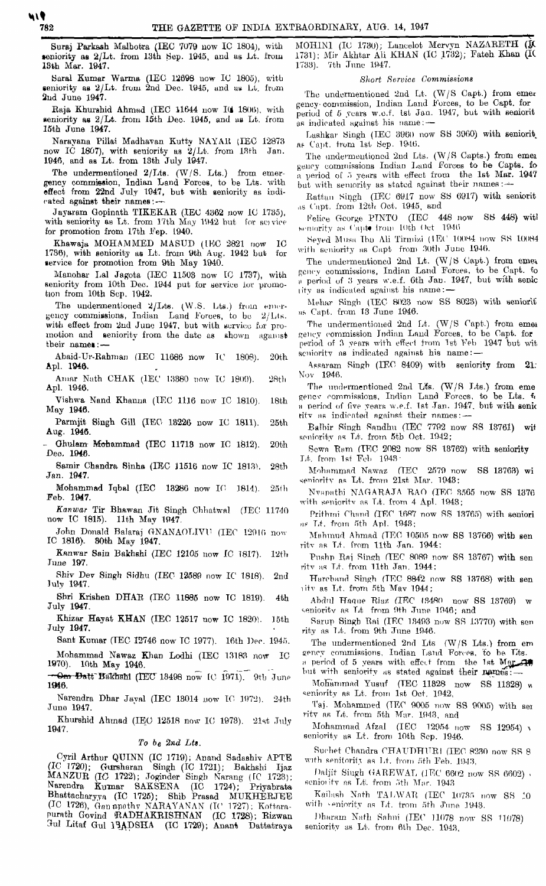Suraj Parkash Malhotra (IEC 7079 now IC 1804), with seniority as 2/Lt. from 13th Sep. 1945, and as Lt. from 13th Mar. 1947.

Saral Kumar Warma (IEC 12698 now IC 1805), with seniority as 2/Lt. from 2nd Dec. 1945, and as Lt. from 2nd June 1947.

Raja Khurshid Ahmad (IEC 11644 now IC 1806), with seniority as 2/Lt. from 15th Dec. 1945, and as Lt. from 15th June 1947.

Narayana Pillai Madhavan Kutty NAYAR (IEC 12873 now IC 1807), with seniority as 2/Lt. from 13th Jan. 1946, and as Lt. from 13th July 1947.

The undermentioned 2/Lts. (W/S. Lts.) from emergency commission, Indian Land Forces, to be Lts. with effect from 22nd July 1947, but with seniority as indicated against their names:—

Jayaram Gopinath TIKEKAR (IEC 4362 now IC 1735), with seniority as Lt. from 17th May 1942 but for service for promotion from 17th Feb. 1940.

Khawaja MOHAMMED MASUD (IEC 2821 now IC 1736), with seniority as Lt. from 9th Aug. 1942 but for service for promotion from 9th May 1940.

Manohar Lal Jagota (IEC 11503 now IC 1737), with seniority from 10th Dec. 1944 put for service for promotion from 10th Sep. 1942.

The undermentioned 2/Lts. (W.S. Lts.) from emergency commissions, Indian Land Forces, to be 2/Lts. with effect from 2nd June 1947, but with service for promotion and seniority from the date as shown against their names:—

Abaid-Ur-Rahman (IEC 11686 now IC 1808). 20th Apl. 1946.

Amar Nath CHAK (IEC 13380 now IC 1809). 28th Apl. 1946.

Vishwa Nand Khanna (IEC 1116 now IC 1810). 18th May 1946.

Parmjit Singh Gill (IEC 13226 now IC 1811). 25th Aug. 1946.

Ghulam Mohammad (IEC 11713 now IC 1812). 20th Dec. 1946.

Samir Chandra Sinha (IEC 11516 now IC 1813). 28th Jan. 1947.

Mohammad Iqbal (IEC 13286 now IC 1814). 25th Feb. 1947.

*Kanwar* Tir Bhawan Jit Singh Chhatwal (IEC 11740 now IC 1815). 11th May 1947.

John Donald Balaraj GNANAOLIVU (IEC 12016 now IC 1816). 30th May 1947.

Kanwar Sain Bakhshi (IEC 12105 now IC 1817). 12th June 197.

Shiv Dev Singh Sidhu (IEC 12589 now IC 1818). 2nd July 1947.

Shri Krishen DHAR (IEC 11885 now IC 1819). 4th July 1947.

Khizar Hayat KHAN (IEC 12517 now IC 1820). 15th July 1947.

Sant Kumar (IEC 12746 now IC 1977). 16th Dec. 1945.

Mohammad Nawaz Khan Lodhi (IEC 13183 now IC 1970). 10th May 1946.

Om Datt Bakhshi (IEC 13498 now IC 1971). 9th June 1946.

Narendra Dhar Jayal (IEC 13014 now IC 1972). 24th June 1947.

Khurshid Ahmad (IEC 12518 now IC 1973). 21st July 1947.

*To be 2nd Lts.*

Cyril Arthur QUINN (IC 1719); Anand Sadashiv APTE (IC 1720); Gursharan Singh (IC 1721); Bakhshi Ijaz MANZUR (IC 1722); Joginder Singh Narang (IC 1723); Narendra Kumar SAKSENA (IC 1724); Priyabrata Bhattacharyya (IC 1725); Shib Prasad MUKHERJEE (IC 1726), Ganapathy NARAYANAN (IC 1727); Kottarapurath Govind RADHAKRISHNAN (IC 1728); Rizwan Gul Litaf Gul BADSHA (IC 1729); Anant Dattatraya MOHINI (IC 1730); Lancelot Mervyn NAZARETH (IC 1731); Mir Akhtar Ali KHAN (IC 1732); Fateh Khan (IC 1733). 7th June 1947.

*Short Service Commissions*

The undermentioned 2nd Lt. (W/S Capt.) from emergency commission, Indian Land Forces, to be Capt. for period of 5 years w.e.f. 1st Jan. 1947, but with seniority as indicated against his name:—

Lushkar Singh (IEC 3960 now SS 3960) with seniority as Capt. from 1st Sep. 1946.

The undermentioned 2nd Lts. (W/S Capts.) from emergency commissions Indian Land Forces to be Capts. for a period of 5 years with effect from the 1st Mar. 1947 but with seniority as stated against their names:—

Rattan Singh (IEC 6917 now SS 6917) with seniority as Capt. from 12th Oct. 1945, and

Felice George PINTO (IEC 448 now SS 448) with seniority as Capt. from 10th Oct. 1946

Seyed Musa Ibn Ali Tirmizi (IEC 10084 now SS 10084 with seniority as Capt from 30th June 1946.

The undermentioned 2nd Lt. (W/S Capt.) from emergency commissions, Indian Land Forces, to be Capt. for a period of 3 years w.e.f. 6th Jan. 1947, but with seniority as indicated against his name:—

Mehar Singh (IEC 8023 now SS 8023) with seniority as Capt. from 13 June 1946.

The undermentioned 2nd Lt. (W/S Capt.) from emergency commission Indian Land Forces, to be Capt. for period of 3 years with effect from 1st Feb 1947 but with seniority as indicated against his name:—

Assaram Singh (IEC 8409) with seniority from 21st Nov 1946.

The undermentioned 2nd Lts. (W/S Lts.) from emergency commissions, Indian Land Forces, to be Lts. for a period of five years w.e.f. 1st Jan. 1947, but with seniority as indicated against their names:—

Balbir Singh Sandhu (IEC 7792 now SS 13761) with seniority as Lt. from 5th Oct. 1942;

Sewa Ram (IEC 2082 now SS 13762) with seniority Lt. from 1st Feb. 1943;

Mohammad Nawaz (IEC 2579 now SS 13763) with seniority as Lt. from 21st Mar. 1943;

Nyapathi NAGARAJA RAO (IEC 3565 now SS 1376 with seniority as Lt. from 4 Apl. 1943;

Prithmi Chand (IEC 1687 now SS 13765) with seniority as Lt. from 5th Apl. 1943;

Mahmud Ahmad (IEC 10505 now SS 13766) with seniority as Lt. from 11th Jan. 1944;

Pushp Raj Singh (IEC 8089 now SS 13767) with seniority as Lt. from 11th Jan. 1944;

Harchand Singh (IEC 8842 now SS 13768) with seniority as Lt. from 5th May 1944;

Abdul Haque Riaz (IEC 13480 now SS 13769) with seniority as Lt from 9th June 1946; and

Sarup Singh Rai (IEC 13493 now SS 13770) with seniority as Lt. from 9th June 1946.

The undermentioned 2nd Lts (W/S Lts.) from emergency commissions, Indian Land Forces, to be Lts. a period of 5 years with effect from the 1st Mar. 1947 but with seniority as stated against their names:—

Mohammad Yusuf (IEC 11828 now SS 11828) with seniority as Lt. from 1st Oct. 1942,

Taj. Mohammed (IEC 9005 now SS 9005) with seniority as Lt. from 5th Mar. 1943, and

Mohammad Afzal (IEC 12954 now SS 12954) with seniority as Lt. from 10th Sep. 1946.

Suchet Chandra CHAUDHURI (IEC 8230 now SS 8 with seniority as Lt. from 5th Feb. 1943,

Daljit Singh GAREWAL (IEC 6602 now SS 6602) with seniority as Lt. from 5th Mar. 1943

Kailash Nath TALWAR (IEC 10735 now SS 10 with seniority as Lt. from 5th June 1943.

Dharam Nath Sahni (IEC 11078 now SS 11078) seniority as Lt. from 6th Dec. 1943,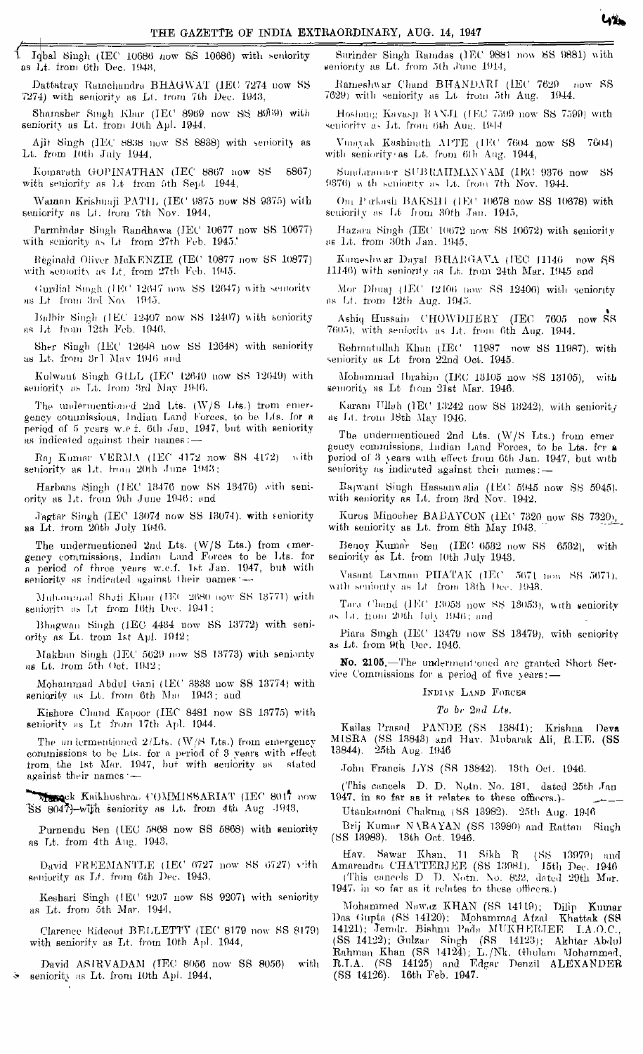Iqbal Singh (IEC 10686 now SS 10686) with seniority as Lt. from 6th Dec. 1943,

Dattatray Ramchandra BHAGWAT (IEC 7274 now SS 7274) with seniority as Lt. from 7th Dec. 1943,

Shamsher Singh Khur (IEC 8969 now SS 8969) with seniority as Lt. from 10th Apl. 1944,

Ajit Singh (IEC 8838 now SS 8838) with seniority as Lt. from 10th July 1944,

Komarath GOPINATHAN (IEC 8867 now SS 8867) with seniority as Lt from 5th Sept 1944,

Waman Krishnaji PATIL (IEC 9375 now SS 9375) with seniority as Lt. from 7th Nov. 1944,

Parmindar Singh Randhawa (IEC 10677 now SS 10677) with seniority as Lt from 27th Feb. 1945,

Reginald Oliver McKENZIE (IEC 10877 now SS 10877) with seniority as Lt. from 27th Feb. 1945.

Gurdial Singh (IEC 12647 now SS 12647) with seniority as Lt from 3rd Nov. 1945.

Balbir Singh (IEC 12407 now SS 12407) with seniority as Lt from 12th Feb. 1946.

Sher Singh (IEC 12648 now SS 12648) with seniority as Lt. from 3rd May 1946 and

Kulwant Singh GILL (IEC 12649 now SS 12649) with seniority as Lt. from 3rd May 1946.

The undermentioned 2nd Lts. (W/S Lts.) from emergency commissions, Indian Land Forces, to be Lts. for a period of 5 years w.e.f. 6th Jan. 1947, but with seniority as indicated against their names:—

Raj Kumar VERMA (IEC 4172 now SS 4172) with seniority as Lt. from 20th June 1943;

Harbans Singh (IEC 13476 now SS 13476) with seniority as Lt. from 9th June 1946; and

Jagtar Singh (IEC 13074 now SS 13074) with seniority as Lt. from 20th July 1946.

The undermentioned 2nd Lts. (W/S Lts.) from emergency commissions, Indian Land Forces to be Lts. for a period of three years w.e.f. 1st Jan. 1947, but with seniority as indicated against their names:—

Muhammad Shafi Khan (IEC 2680 now SS 13771) with seniority as Lt from 16th Dec. 1941;

Bhagwan Singh (IEC 4494 now SS 13772) with seniority as Lt. from 1st Apl. 1942;

Makhan Singh (IEC 5629 now SS 13773) with seniority as Lt. from 5th Oct. 1942;

Mohammad Abdul Gani (IEC 3333 now SS 13774) with seniority as Lt. from 6th Mar 1943; and

Kishore Chand Kapoor (IEC 8481 now SS 13775) with seniority as Lt from 17th Apl. 1944.

The undermentioned 2/Lts. (W/S Lts.) from emergency commissions to be Lts. for a period of 3 years with effect from the 1st Mar. 1947, but with seniority as stated against their names:—

Maneck Kaikhushroo COMMISSARIAT (IEC 8047 now SS 8047)—with seniority as Lt. from 4th Aug. 1943,

Purnendu Sen (IEC 5868 now SS 5868) with seniority as Lt. from 4th Aug. 1943,

David FREEMANTLE (IEC 6727 now SS 6727) with seniority as Lt. from 6th Dec. 1943,

Keshari Singh (IEC 9207 now SS 9207) with seniority as Lt. from 5th Mar. 1944,

Clarence Rideout BELLETTY (IEC 8179 now SS 8179) with seniority as Lt. from 10th Apl. 1944,

David ASIRVADAM (IEC 8056 now SS 8056) with seniority as Lt. from 10th Apl. 1944,

Surinder Singh Ramdas (IEC 9881 now SS 9881) with seniority as Lt. from 5th June 1944,

Rameshwar Chand BHANDARI (IEC 7629 now SS 7629) with seniority as Lt from 5th Aug. 1944.

Hoshang Kavasji RANJI (IEC 7599 now SS 7599) with seniority as Lt. from 6th Aug. 1944

Vinayak Kashinath APTE (IEC 7604 now SS 7604) with seniority as Lt. from 6th Aug. 1944,

Sundaranner SUBRAHMANYAM (IEC 9376 now SS 9376) with seniority as Lt. from 7th Nov. 1944.

Om Parkash BAKSHI (IEC 10678 now SS 10678) with seniority as Lt from 30th Jan. 1945,

Hazara Singh (IEC 10672 now SS 10672) with seniority as Lt. from 30th Jan. 1945,

Kameshwar Dayal BHARGAVA (IEC 11146 now SS 11146) with seniority as Lt. from 24th Mar. 1945 and

Mor Dhuaj (IEC 12406 now SS 12406) with seniority as Lt. from 12th Aug. 1945.

Ashiq Hussain CHOWDHERY (IEC 7605 now SS 7605), with seniority as Lt. from 6th Aug. 1944.

Rehmatullah Khan (IEC 11987 now SS 11987), with seniority as Lt from 22nd Oct. 1945.

Mohammad Ibrahim (IEC 13105 now SS 13105), with seniority as Lt from 21st Mar. 1946.

Karam Ullah (IEC 13242 now SS 13242), with seniority as Lt. from 18th May 1946.

The undermentioned 2nd Lts. (W/S Lts.) from emergency commissions, Indian Land Forces, to be Lts. for a period of 3 years with effect from 6th Jan. 1947, but with seniority as indicated against their names:—

Rajwant Singh Hassanwalia (IEC 5945 now SS 5945), with seniority as Lt. from 3rd Nov. 1942.

Kurus Minocher BABAYCON (IEC 7320 now SS 7320), with seniority as Lt. from 8th May 1943.

Benoy Kumar Sen (IEC 6582 now SS 6582), with seniority as Lt. from 10th July 1943.

Vasant Laxman PHATAK (IEC 5671 now SS 5671), with seniority as Lt from 13th Dec. 1943.

Tara Chand (IEC 13053 now SS 13053), with seniority as Lt. from 20th July 1946; and

Piara Singh (IEC 13479 now SS 13479), with seniority as Lt. from 9th Dec. 1946.

**No. 2105.**—The undermentioned are granted Short Service Commissions for a period of five years:—

INDIAN LAND FORCES

*To be 2nd Lts.*

Kailas Prasad PANDE (SS 13841); Krishna Deva MISRA (SS 13843) and Hav. Mubarak Ali, R.I.E. (SS 13844). 25th Aug. 1946

John Francis LYS (SS 13842). 13th Oct. 1946.

(This cancels D. D. Notn. No. 181, dated 25th Jan 1947, in so far as it relates to these officers.)

Utankamoni Chakma (SS 13982). 25th Aug. 1946

Brij Kumar NARAYAN (SS 13980) and Rattan Singh (SS 13983). 13th Oct. 1946.

Hav. Sawar Khan, 11 Sikh R (SS 13979) and Amarendra CHATTERJEE (SS 13981). 15th Dec. 1946

(This cancels D. D. Notn. No. 822, dated 29th Mar. 1947, in so far as it relates to these officers.)

Mohammed Nawaz KHAN (SS 14119); Dilip Kumar Das Gupta (SS 14120); Mohammad Afzal Khattak (SS 14121); Jemdr. Bishnu Pada MUKHERJEE I.A.O.C., (SS 14122); Gulzar Singh (SS 14123); Akhtar Abdul Rahman Khan (SS 14124); L./Nk. Ghulam Mohammed, R.I.A. (SS 14125) and Edgar Denzil ALEXANDER (SS 14126). 16th Feb. 1947.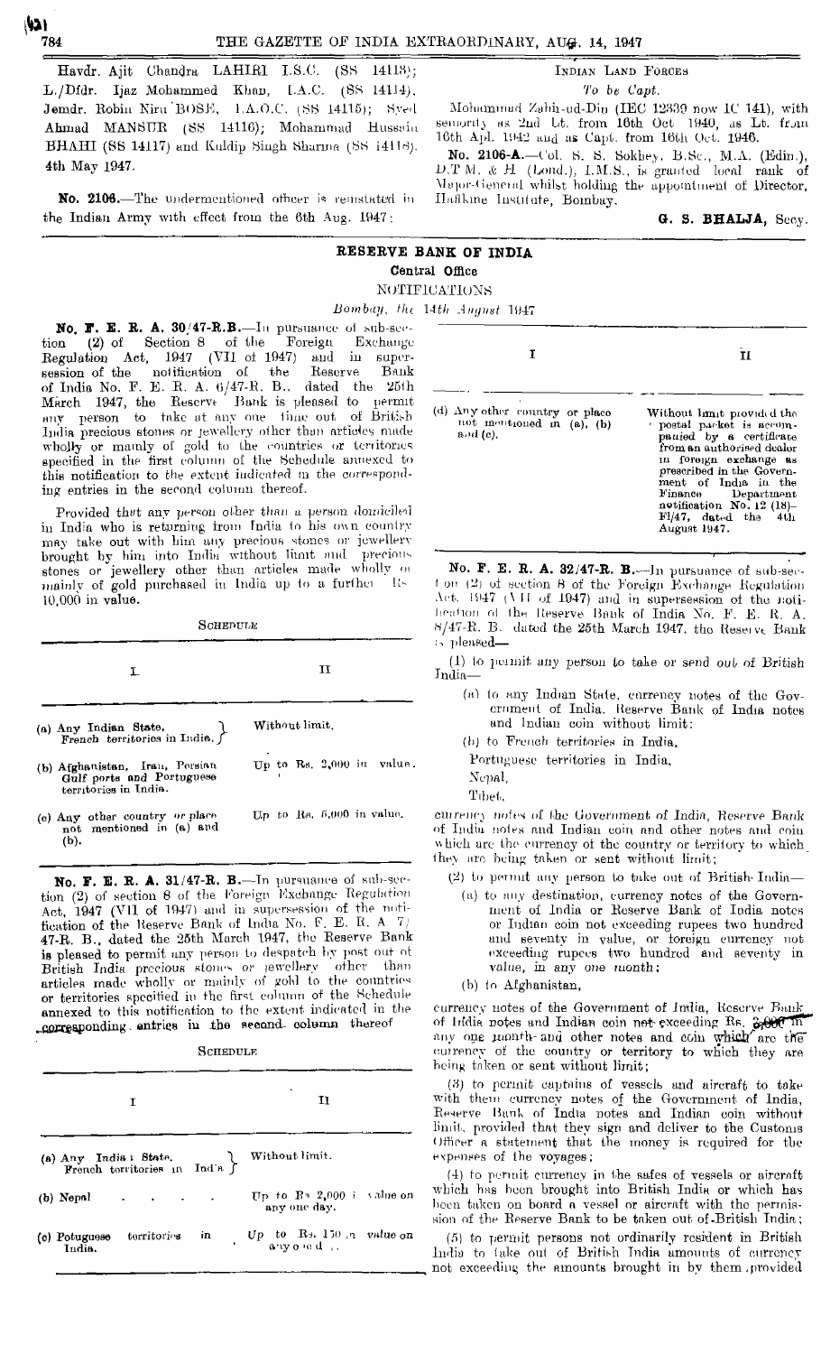Havdr. Ajit Chandra LAHIRI I.S.C. (SS 14113); L./Dfdr. Ijaz Mohammed Khan, I.A.C. (SS 14114), Jemdr. Robin Niru BOSE, I.A.O.C. (SS 14115); Syed Ahmad MANSUR (SS 14116); Mohammad Hussain BHAHI (SS 14117) and Kuldip Singh Sharma (SS 14118). 4th May 1947.

**No. 2106.**—The undermentioned officer is reinstated in the Indian Army with effect from the 6th Aug. 1947:

INDIAN LAND FORCES

*To be Capt.*

Mohammad Zahir-ud-Din (IEC 12339 now IC 141), with seniority as 2nd Lt. from 16th Oct 1940, as Lt. from 16th Apl. 1942 and as Capt. from 16th Oct. 1946.

**No. 2106-A.**—Col. S. S. Sokhey, B.Sc., M.A. (Edin.), D.T.M. & H. (Lond.), I.M.S., is granted local rank of Major-General whilst holding the appointment of Director, Haffkine Institute, Bombay.

**G. S. BHALJA**, Secy.

## RESERVE BANK OF INDIA

### Central Office

### NOTIFICATIONS

*Bombay, the 14th August 1947*

**No. F. E. R. A. 30/47-R.B.**—In pursuance of sub-section (2) of Section 8 of the Foreign Exchange Regulation Act, 1947 (VII of 1947) and in supersession of the notification of the Reserve Bank of India No. F. E. R. A. 6/47-R. B., dated the 25th March 1947, the Reserve Bank is pleased to permit any person to take at any one time out of British India precious stones or jewellery other than articles made wholly or mainly of gold to the countries or territories specified in the first column of the Schedule annexed to this notification to the extent indicated in the corresponding entries in the second column thereof.

Provided that any person other than a person domiciled in India who is returning from India to his own country may take out with him any precious stones or jewellery brought by him into India without limit and precious stones or jewellery other than articles made wholly or mainly of gold purchased in India up to a further Rs. 10,000 in value.

SCHEDULE

| I | II |
|---|---|
| (a) Any Indian State, French territories in India. | Without limit. |
| (b) Afghanistan, Iran, Persian Gulf ports and Portuguese territories in India. | Up to Rs. 2,000 in value. |
| (c) Any other country or place not mentioned in (a) and (b). | Up to Rs. 5,000 in value. |

**No. F. E. R. A. 31/47-R. B.**—In pursuance of sub-section (2) of section 8 of the Foreign Exchange Regulation Act, 1947 (VII of 1947) and in supersession of the notification of the Reserve Bank of India No. F. E. R. A 7/47-R. B., dated the 25th March 1947, the Reserve Bank is pleased to permit any person to despatch by post out of British India precious stones or jewellery other than articles made wholly or mainly of gold to the countries or territories specified in the first column of the Schedule annexed to this notification to the extent indicated in the corresponding entries in the second column thereof

SCHEDULE

| I | II |
|---|---|
| (a) Any Indian State, French territories in India. | Without limit. |
| (b) Nepal | Up to Rs 2,000 in value on any one day. |
| (c) Portuguese territories in India. | Up to Rs. 150 in value on any one day. |
| (d) Any other country or place not mentioned in (a), (b) and (c). | Without limit provided the postal packet is accompanied by a certificate from an authorised dealer in foreign exchange as prescribed in the Government of India in the Finance Department notification No. 12 (18)-FI/47, dated the 4th August 1947. |

**No. F. E. R. A. 32/47-R. B.**—In pursuance of sub-section (2) of section 8 of the Foreign Exchange Regulation Act, 1947 (VII of 1947) and in supersession of the notification of the Reserve Bank of India No. F. E. R. A. 8/47-R. B. dated the 25th March 1947, the Reserve Bank is pleased—

(1) to permit any person to take or send out of British India—

(a) to any Indian State, currency notes of the Government of India, Reserve Bank of India notes and Indian coin without limit:

(b) to French territories in India,
Portuguese territories in India,
Nepal,
Tibet,

currency notes of the Government of India, Reserve Bank of India notes and Indian coin and other notes and coin which are the currency of the country or territory to which they are being taken or sent without limit;

(2) to permit any person to take out of British India—

(a) to any destination, currency notes of the Government of India or Reserve Bank of India notes or Indian coin not exceeding rupees two hundred and seventy in value, or foreign currency not exceeding rupees two hundred and seventy in value, in any one month;

(b) to Afghanistan,

currency notes of the Government of India, Reserve Bank of India notes and Indian coin not exceeding Rs. 2,000 in any one month and other notes and coin which are the currency of the country or territory to which they are being taken or sent without limit;

(3) to permit captains of vessels and aircraft to take with them currency notes of the Government of India, Reserve Bank of India notes and Indian coin without limit, provided that they sign and deliver to the Customs Officer a statement that the money is required for the expenses of the voyages;

(4) to permit currency in the safes of vessels or aircraft which has been brought into British India or which has been taken on board a vessel or aircraft with the permission of the Reserve Bank to be taken out of British India;

(5) to permit persons not ordinarily resident in British India to take out of British India amounts of currency not exceeding the amounts brought in by them provided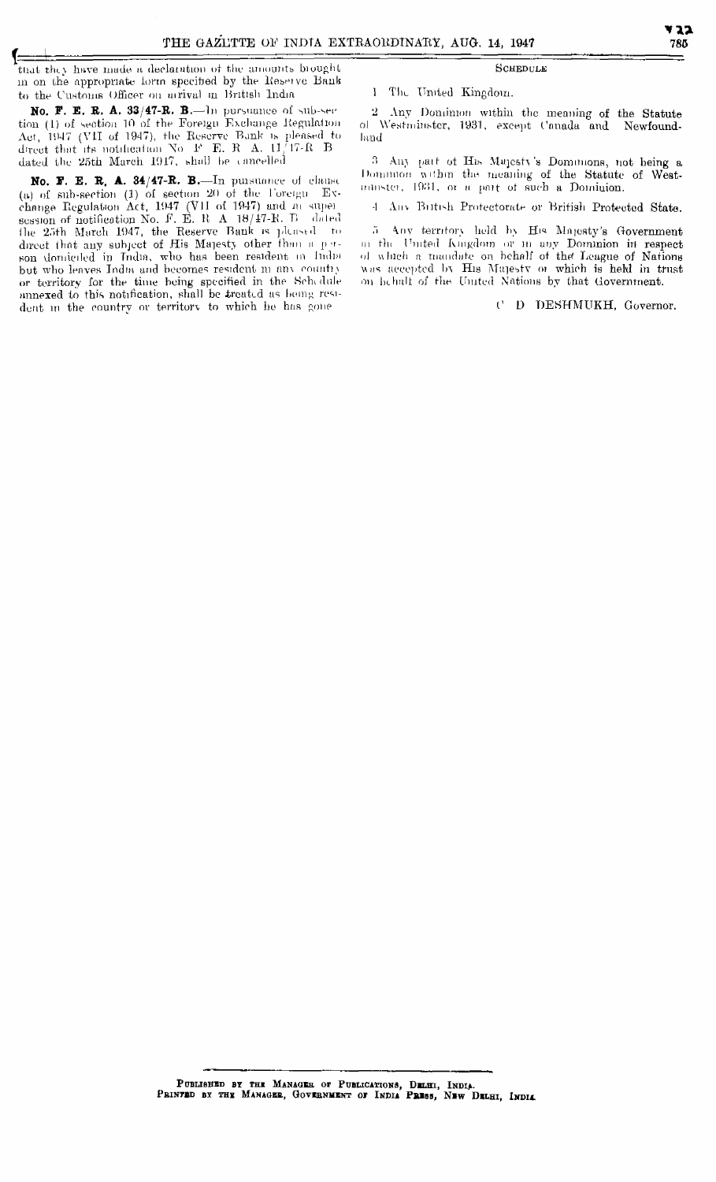that they have made a declaration of the amounts brought in on the appropriate form specified by the Reserve Bank to the Customs Officer on arrival in British India

**No. F. E. R. A. 33/47-R. B.**—In pursuance of sub-section (1) of section 10 of the Foreign Exchange Regulation Act, 1947 (VII of 1947), the Reserve Bank is pleased to direct that its notification No F. E. R. A. 11/47-R B dated the 25th March 1947, shall be cancelled

**No. F. E. R. A. 34/47-R. B.**—In pursuance of clause (a) of sub-section (1) of section 20 of the Foreign Exchange Regulation Act, 1947 (VII of 1947) and in supersession of notification No. F. E. R. A. 18/47-R. B. dated the 25th March 1947, the Reserve Bank is pleased to direct that any subject of His Majesty other than a person domiciled in India, who has been resident in India but who leaves India and becomes resident in any country or territory for the time being specified in the Schedule annexed to this notification, shall be treated as being resident in the country or territory to which he has gone

**SCHEDULE**

1 The United Kingdom.

2 Any Dominion within the meaning of the Statute of Westminster, 1931, except Canada and Newfoundland

3 Any part of His Majesty's Dominions, not being a Dominion within the meaning of the Statute of Westminster, 1931, or a part of such a Dominion.

4 Any British Protectorate or British Protected State.

5 Any territory held by His Majesty's Government in the United Kingdom or in any Dominion in respect of which a mandate on behalf of the League of Nations was accepted by His Majesty or which is held in trust on behalf of the United Nations by that Government.

C D DESHMUKH, Governor.

PUBLISHED BY THE MANAGER OF PUBLICATIONS, DELHI, INDIA.
PRINTED BY THE MANAGER, GOVERNMENT OF INDIA PRESS, NEW DELHI, INDIA.